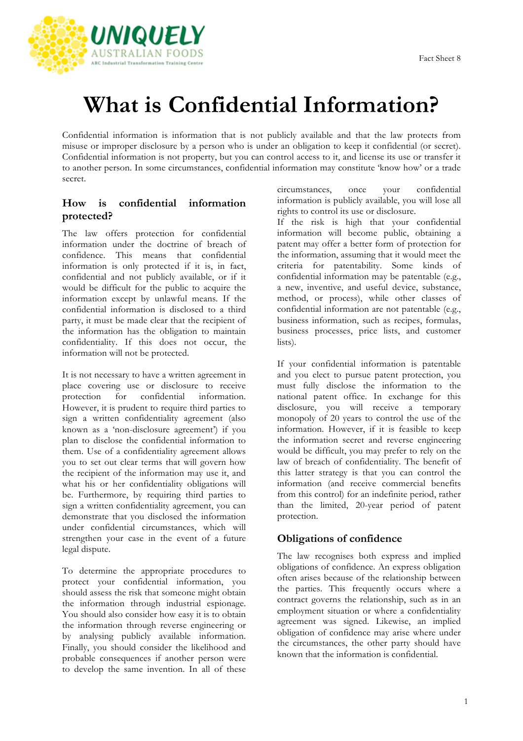# What is Confidential Information?

Confidential information is information that is not publicly available and that the law protects from misuse or improper disclosure by a person who is under an obligation to keep it confidential (or secret). Confidential information is not property, but you can control access to it, and license its use or transfer it to another person. In some circumstances, confidential information may constitute 'know how' or a trade secret.

## How is confidential information protected?

The law offers protection for confidential information under the doctrine of breach of confidence. This means that confidential information is only protected if it is, in fact, confidential and not publicly available, or if it would be difficult for the public to acquire the information except by unlawful means. If the confidential information is disclosed to a third party, it must be made clear that the recipient of the information has the obligation to maintain confidentiality. If this does not occur, the information will not be protected.

It is not necessary to have a written agreement in place covering use or disclosure to receive protection for confidential information. However, it is prudent to require third parties to sign a written confidentiality agreement (also known as a 'non-disclosure agreement') if you plan to disclose the confidential information to them. Use of a confidentiality agreement allows you to set out clear terms that will govern how the recipient of the information may use it, and what his or her confidentiality obligations will be. Furthermore, by requiring third parties to sign a written confidentiality agreement, you can demonstrate that you disclosed the information under confidential circumstances, which will strengthen your case in the event of a future legal dispute.

To determine the appropriate procedures to protect your confidential information, you should assess the risk that someone might obtain the information through industrial espionage. You should also consider how easy it is to obtain the information through reverse engineering or by analysing publicly available information. Finally, you should consider the likelihood and probable consequences if another person were to develop the same invention. In all of these circumstances, once your confidential information is publicly available, you will lose all rights to control its use or disclosure.

If the risk is high that your confidential information will become public, obtaining a patent may offer a better form of protection for the information, assuming that it would meet the criteria for patentability. Some kinds of confidential information may be patentable (e.g., a new, inventive, and useful device, substance, method, or process), while other classes of confidential information are not patentable (e.g., business information, such as recipes, formulas, business processes, price lists, and customer lists).

If your confidential information is patentable and you elect to pursue patent protection, you must fully disclose the information to the national patent office. In exchange for this disclosure, you will receive a temporary monopoly of 20 years to control the use of the information. However, if it is feasible to keep the information secret and reverse engineering would be difficult, you may prefer to rely on the law of breach of confidentiality. The benefit of this latter strategy is that you can control the information (and receive commercial benefits from this control) for an indefinite period, rather than the limited, 20-year period of patent protection.

## Obligations of confidence

The law recognises both express and implied obligations of confidence. An express obligation often arises because of the relationship between the parties. This frequently occurs where a contract governs the relationship, such as in an employment situation or where a confidentiality agreement was signed. Likewise, an implied obligation of confidence may arise where under the circumstances, the other party should have known that the information is confidential.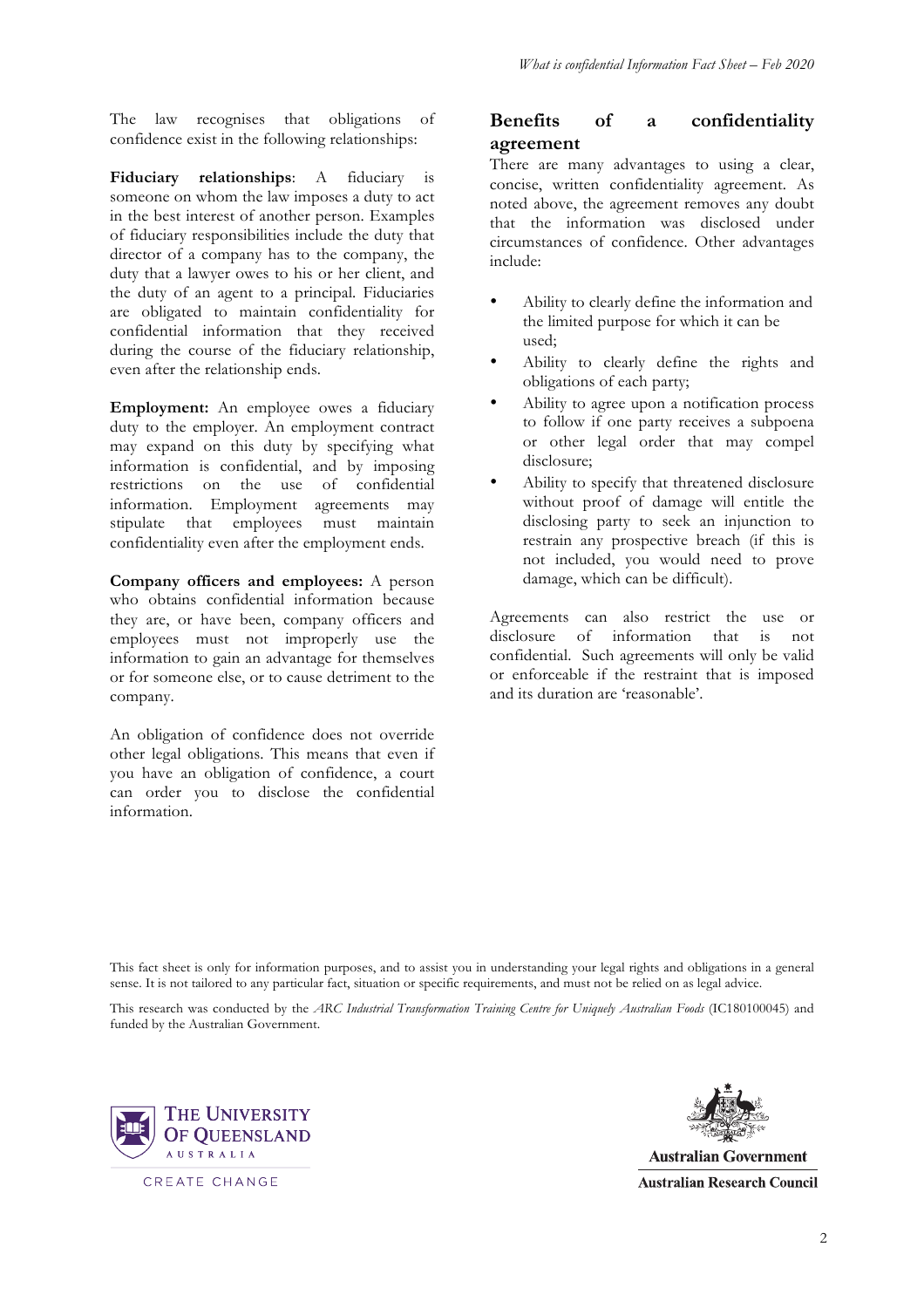The law recognises that obligations of confidence exist in the following relationships:

**Fiduciary relationships**: A fiduciary is someone on whom the law imposes a duty to act in the best interest of another person. Examples of fiduciary responsibilities include the duty that director of a company has to the company, the duty that a lawyer owes to his or her client, and the duty of an agent to a principal. Fiduciaries are obligated to maintain confidentiality for confidential information that they received during the course of the fiduciary relationship, even after the relationship ends.

**Employment:** An employee owes a fiduciary duty to the employer. An employment contract may expand on this duty by specifying what information is confidential, and by imposing restrictions on the use of confidential information. Employment agreements may stipulate that employees must maintain confidentiality even after the employment ends.

**Company officers and employees:** A person who obtains confidential information because they are, or have been, company officers and employees must not improperly use the information to gain an advantage for themselves or for someone else, or to cause detriment to the company.

An obligation of confidence does not override other legal obligations. This means that even if you have an obligation of confidence, a court can order you to disclose the confidential information.

## Benefits of a confidentiality agreement

There are many advantages to using a clear, concise, written confidentiality agreement. As noted above, the agreement removes any doubt that the information was disclosed under circumstances of confidence. Other advantages include:

- Ability to clearly define the information and the limited purpose for which it can be used;
- Ability to clearly define the rights and obligations of each party;
- Ability to agree upon a notification process to follow if one party receives a subpoena or other legal order that may compel disclosure;
- Ability to specify that threatened disclosure without proof of damage will entitle the disclosing party to seek an injunction to restrain any prospective breach (if this is not included, you would need to prove damage, which can be difficult).

Agreements can also restrict the use or disclosure of information that is not confidential. Such agreements will only be valid or enforceable if the restraint that is imposed and its duration are 'reasonable'.

This fact sheet is only for information purposes, and to assist you in understanding your legal rights and obligations in a general sense. It is not tailored to any particular fact, situation or specific requirements, and must not be relied on as legal advice.

This research was conducted by the *ARC Industrial Transformation Training Centre for Uniquely Australian Foods* (IC180100045) and funded by the Australian Government.

The University of Queensland Australia
CREATE CHANGE

Australian Government
Australian Research Council